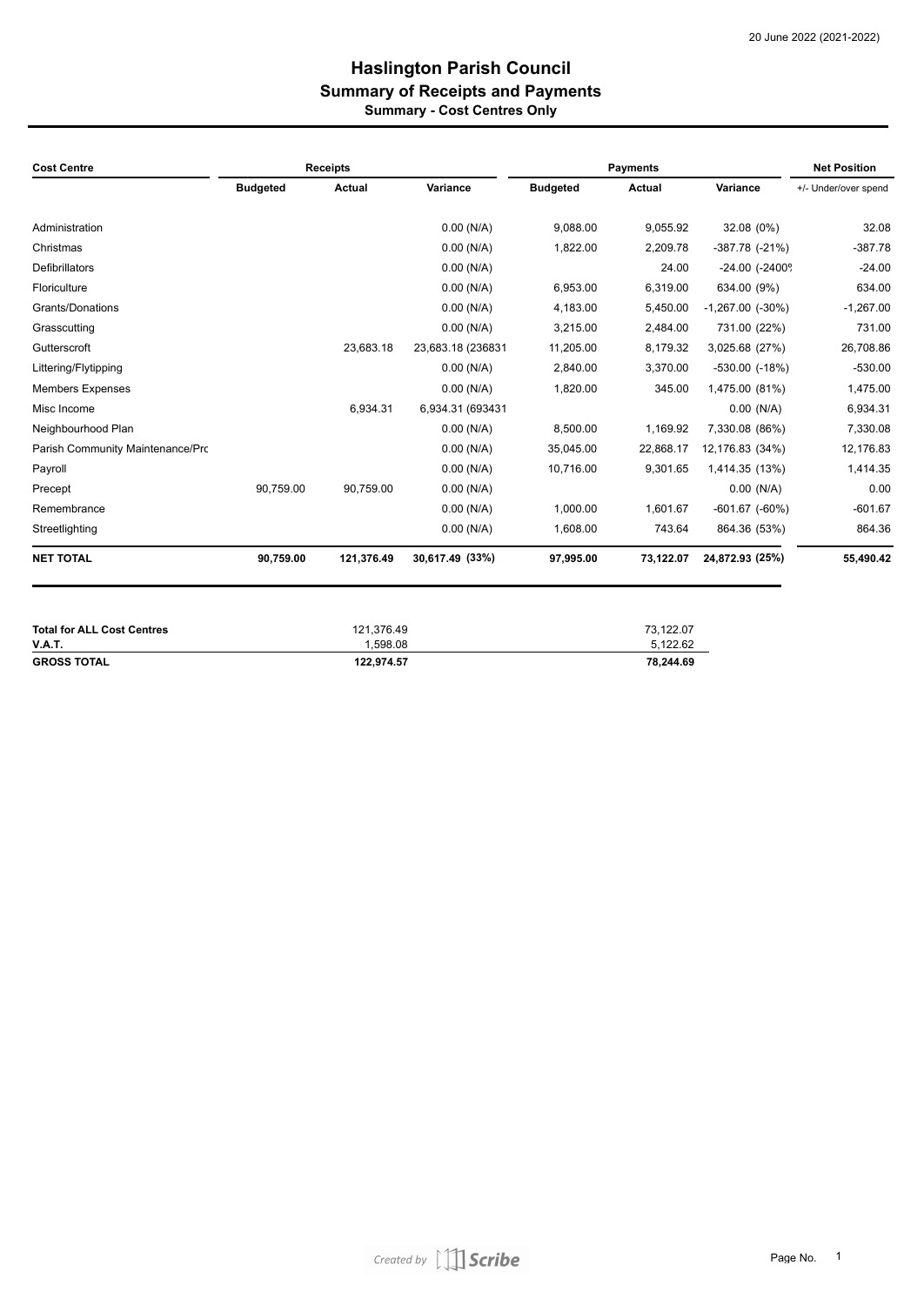20 June 2022 (2021-2022)

# Haslington Parish Council
## Summary of Receipts and Payments
### Summary - Cost Centres Only

| Cost Centre | Receipts | | | Payments | | | Net Position |
|---|---|---|---|---|---|---|---|
| | Budgeted | Actual | Variance | Budgeted | Actual | Variance | +/- Under/over spend |
| Administration | | | 0.00 (N/A) | 9,088.00 | 9,055.92 | 32.08 (0%) | 32.08 |
| Christmas | | | 0.00 (N/A) | 1,822.00 | 2,209.78 | -387.78 (-21%) | -387.78 |
| Defibrillators | | | 0.00 (N/A) | | 24.00 | -24.00 (-2400% | -24.00 |
| Floriculture | | | 0.00 (N/A) | 6,953.00 | 6,319.00 | 634.00 (9%) | 634.00 |
| Grants/Donations | | | 0.00 (N/A) | 4,183.00 | 5,450.00 | -1,267.00 (-30%) | -1,267.00 |
| Grasscutting | | | 0.00 (N/A) | 3,215.00 | 2,484.00 | 731.00 (22%) | 731.00 |
| Gutterscroft | | 23,683.18 | 23,683.18 (236831 | 11,205.00 | 8,179.32 | 3,025.68 (27%) | 26,708.86 |
| Littering/Flytipping | | | 0.00 (N/A) | 2,840.00 | 3,370.00 | -530.00 (-18%) | -530.00 |
| Members Expenses | | | 0.00 (N/A) | 1,820.00 | 345.00 | 1,475.00 (81%) | 1,475.00 |
| Misc Income | | 6,934.31 | 6,934.31 (693431 | | | 0.00 (N/A) | 6,934.31 |
| Neighbourhood Plan | | | 0.00 (N/A) | 8,500.00 | 1,169.92 | 7,330.08 (86%) | 7,330.08 |
| Parish Community Maintenance/Prc | | | 0.00 (N/A) | 35,045.00 | 22,868.17 | 12,176.83 (34%) | 12,176.83 |
| Payroll | | | 0.00 (N/A) | 10,716.00 | 9,301.65 | 1,414.35 (13%) | 1,414.35 |
| Precept | 90,759.00 | 90,759.00 | 0.00 (N/A) | | | 0.00 (N/A) | 0.00 |
| Remembrance | | | 0.00 (N/A) | 1,000.00 | 1,601.67 | -601.67 (-60%) | -601.67 |
| Streetlighting | | | 0.00 (N/A) | 1,608.00 | 743.64 | 864.36 (53%) | 864.36 |
| **NET TOTAL** | **90,759.00** | **121,376.49** | **30,617.49 (33%)** | **97,995.00** | **73,122.07** | **24,872.93 (25%)** | **55,490.42** |

| | Receipts | Payments |
|---|---|---|
| **Total for ALL Cost Centres** | 121,376.49 | 73,122.07 |
| **V.A.T.** | 1,598.08 | 5,122.62 |
| **GROSS TOTAL** | **122,974.57** | **78,244.69** |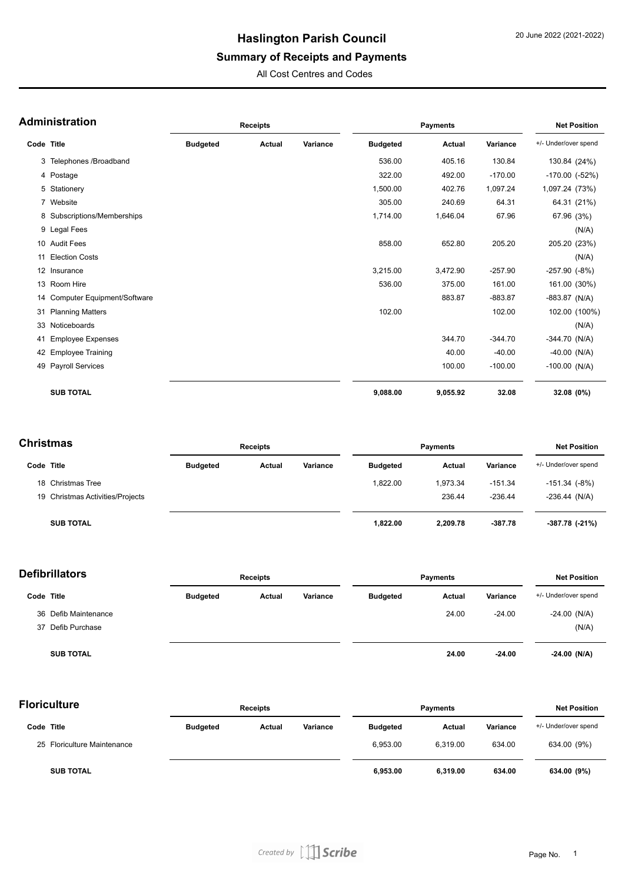# Haslington Parish Council

## Summary of Receipts and Payments

All Cost Centres and Codes

20 June 2022 (2021-2022)

### Administration

| Code | Title | Receipts Budgeted | Receipts Actual | Receipts Variance | Payments Budgeted | Payments Actual | Payments Variance | Net Position +/- Under/over spend |
|---|---|---|---|---|---|---|---|---|
| 3 | Telephones /Broadband | | | | 536.00 | 405.16 | 130.84 | 130.84 (24%) |
| 4 | Postage | | | | 322.00 | 492.00 | -170.00 | -170.00 (-52%) |
| 5 | Stationery | | | | 1,500.00 | 402.76 | 1,097.24 | 1,097.24 (73%) |
| 7 | Website | | | | 305.00 | 240.69 | 64.31 | 64.31 (21%) |
| 8 | Subscriptions/Memberships | | | | 1,714.00 | 1,646.04 | 67.96 | 67.96 (3%) |
| 9 | Legal Fees | | | | | | | (N/A) |
| 10 | Audit Fees | | | | 858.00 | 652.80 | 205.20 | 205.20 (23%) |
| 11 | Election Costs | | | | | | | (N/A) |
| 12 | Insurance | | | | 3,215.00 | 3,472.90 | -257.90 | -257.90 (-8%) |
| 13 | Room Hire | | | | 536.00 | 375.00 | 161.00 | 161.00 (30%) |
| 14 | Computer Equipment/Software | | | | | 883.87 | -883.87 | -883.87 (N/A) |
| 31 | Planning Matters | | | | 102.00 | | 102.00 | 102.00 (100%) |
| 33 | Noticeboards | | | | | | | (N/A) |
| 41 | Employee Expenses | | | | | 344.70 | -344.70 | -344.70 (N/A) |
| 42 | Employee Training | | | | | 40.00 | -40.00 | -40.00 (N/A) |
| 49 | Payroll Services | | | | | 100.00 | -100.00 | -100.00 (N/A) |
| | **SUB TOTAL** | | | | **9,088.00** | **9,055.92** | **32.08** | **32.08 (0%)** |

### Christmas

| Code | Title | Receipts Budgeted | Receipts Actual | Receipts Variance | Payments Budgeted | Payments Actual | Payments Variance | Net Position +/- Under/over spend |
|---|---|---|---|---|---|---|---|---|
| 18 | Christmas Tree | | | | 1,822.00 | 1,973.34 | -151.34 | -151.34 (-8%) |
| 19 | Christmas Activities/Projects | | | | | 236.44 | -236.44 | -236.44 (N/A) |
| | **SUB TOTAL** | | | | **1,822.00** | **2,209.78** | **-387.78** | **-387.78 (-21%)** |

### Defibrillators

| Code | Title | Receipts Budgeted | Receipts Actual | Receipts Variance | Payments Budgeted | Payments Actual | Payments Variance | Net Position +/- Under/over spend |
|---|---|---|---|---|---|---|---|---|
| 36 | Defib Maintenance | | | | | 24.00 | -24.00 | -24.00 (N/A) |
| 37 | Defib Purchase | | | | | | | (N/A) |
| | **SUB TOTAL** | | | | | **24.00** | **-24.00** | **-24.00 (N/A)** |

### Floriculture

| Code | Title | Receipts Budgeted | Receipts Actual | Receipts Variance | Payments Budgeted | Payments Actual | Payments Variance | Net Position +/- Under/over spend |
|---|---|---|---|---|---|---|---|---|
| 25 | Floriculture Maintenance | | | | 6,953.00 | 6,319.00 | 634.00 | 634.00 (9%) |
| | **SUB TOTAL** | | | | **6,953.00** | **6,319.00** | **634.00** | **634.00 (9%)** |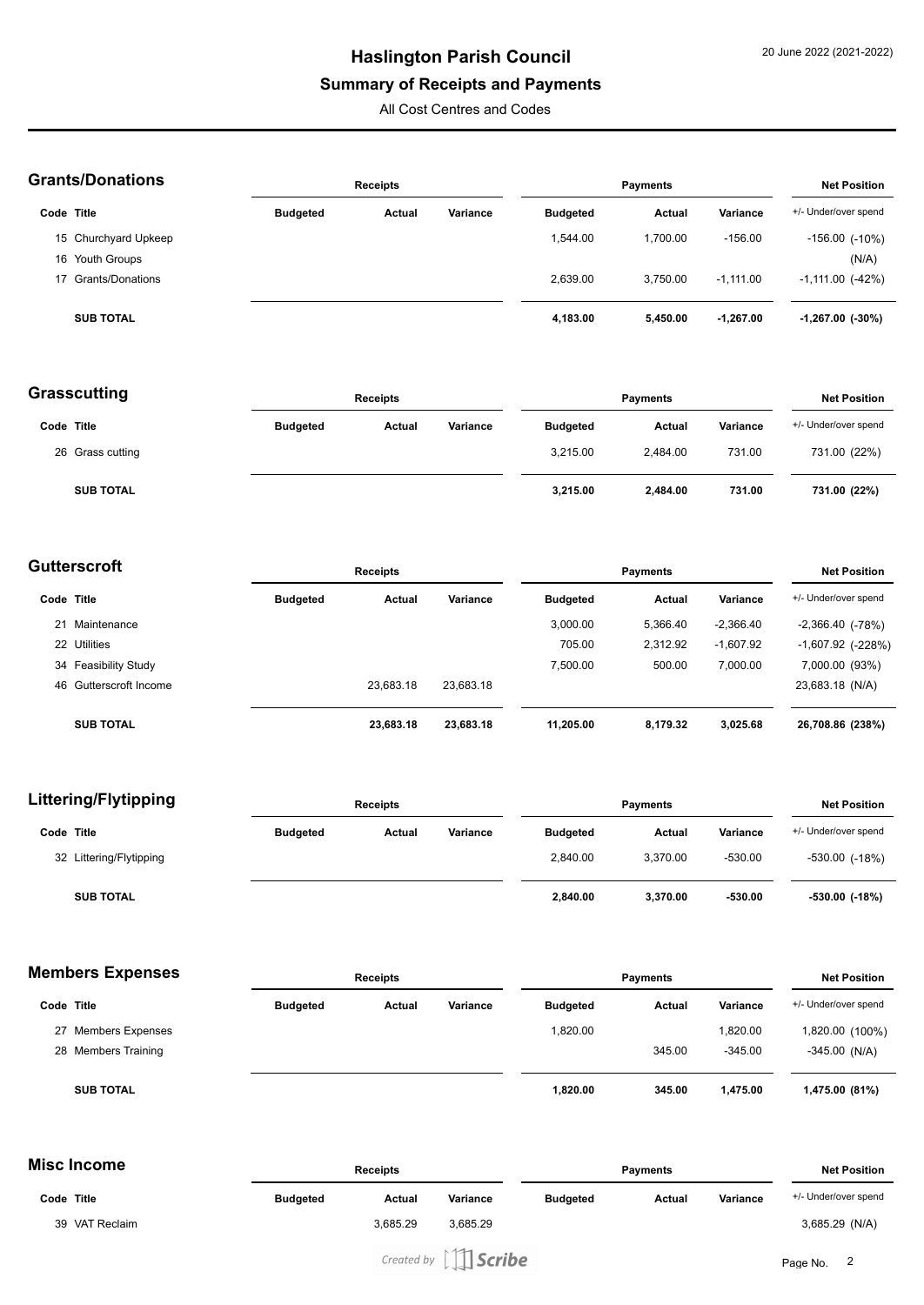# Haslington Parish Council

## Summary of Receipts and Payments

All Cost Centres and Codes

20 June 2022 (2021-2022)

### Grants/Donations

| Code | Title | Receipts | | | Payments | | | Net Position |
|---|---|---|---|---|---|---|---|---|
| | | Budgeted | Actual | Variance | Budgeted | Actual | Variance | +/- Under/over spend |
| 15 | Churchyard Upkeep | | | | 1,544.00 | 1,700.00 | -156.00 | -156.00 (-10%) |
| 16 | Youth Groups | | | | | | | (N/A) |
| 17 | Grants/Donations | | | | 2,639.00 | 3,750.00 | -1,111.00 | -1,111.00 (-42%) |
| | **SUB TOTAL** | | | | **4,183.00** | **5,450.00** | **-1,267.00** | **-1,267.00 (-30%)** |

### Grasscutting

| Code | Title | Receipts | | | Payments | | | Net Position |
|---|---|---|---|---|---|---|---|---|
| | | Budgeted | Actual | Variance | Budgeted | Actual | Variance | +/- Under/over spend |
| 26 | Grass cutting | | | | 3,215.00 | 2,484.00 | 731.00 | 731.00 (22%) |
| | **SUB TOTAL** | | | | **3,215.00** | **2,484.00** | **731.00** | **731.00 (22%)** |

### Gutterscroft

| Code | Title | Receipts | | | Payments | | | Net Position |
|---|---|---|---|---|---|---|---|---|
| | | Budgeted | Actual | Variance | Budgeted | Actual | Variance | +/- Under/over spend |
| 21 | Maintenance | | | | 3,000.00 | 5,366.40 | -2,366.40 | -2,366.40 (-78%) |
| 22 | Utilities | | | | 705.00 | 2,312.92 | -1,607.92 | -1,607.92 (-228%) |
| 34 | Feasibility Study | | | | 7,500.00 | 500.00 | 7,000.00 | 7,000.00 (93%) |
| 46 | Gutterscroft Income | | 23,683.18 | 23,683.18 | | | | 23,683.18 (N/A) |
| | **SUB TOTAL** | | **23,683.18** | **23,683.18** | **11,205.00** | **8,179.32** | **3,025.68** | **26,708.86 (238%)** |

### Littering/Flytipping

| Code | Title | Receipts | | | Payments | | | Net Position |
|---|---|---|---|---|---|---|---|---|
| | | Budgeted | Actual | Variance | Budgeted | Actual | Variance | +/- Under/over spend |
| 32 | Littering/Flytipping | | | | 2,840.00 | 3,370.00 | -530.00 | -530.00 (-18%) |
| | **SUB TOTAL** | | | | **2,840.00** | **3,370.00** | **-530.00** | **-530.00 (-18%)** |

### Members Expenses

| Code | Title | Receipts | | | Payments | | | Net Position |
|---|---|---|---|---|---|---|---|---|
| | | Budgeted | Actual | Variance | Budgeted | Actual | Variance | +/- Under/over spend |
| 27 | Members Expenses | | | | 1,820.00 | | 1,820.00 | 1,820.00 (100%) |
| 28 | Members Training | | | | | 345.00 | -345.00 | -345.00 (N/A) |
| | **SUB TOTAL** | | | | **1,820.00** | **345.00** | **1,475.00** | **1,475.00 (81%)** |

### Misc Income

| Code | Title | Receipts | | | Payments | | | Net Position |
|---|---|---|---|---|---|---|---|---|
| | | Budgeted | Actual | Variance | Budgeted | Actual | Variance | +/- Under/over spend |
| 39 | VAT Reclaim | | 3,685.29 | 3,685.29 | | | | 3,685.29 (N/A) |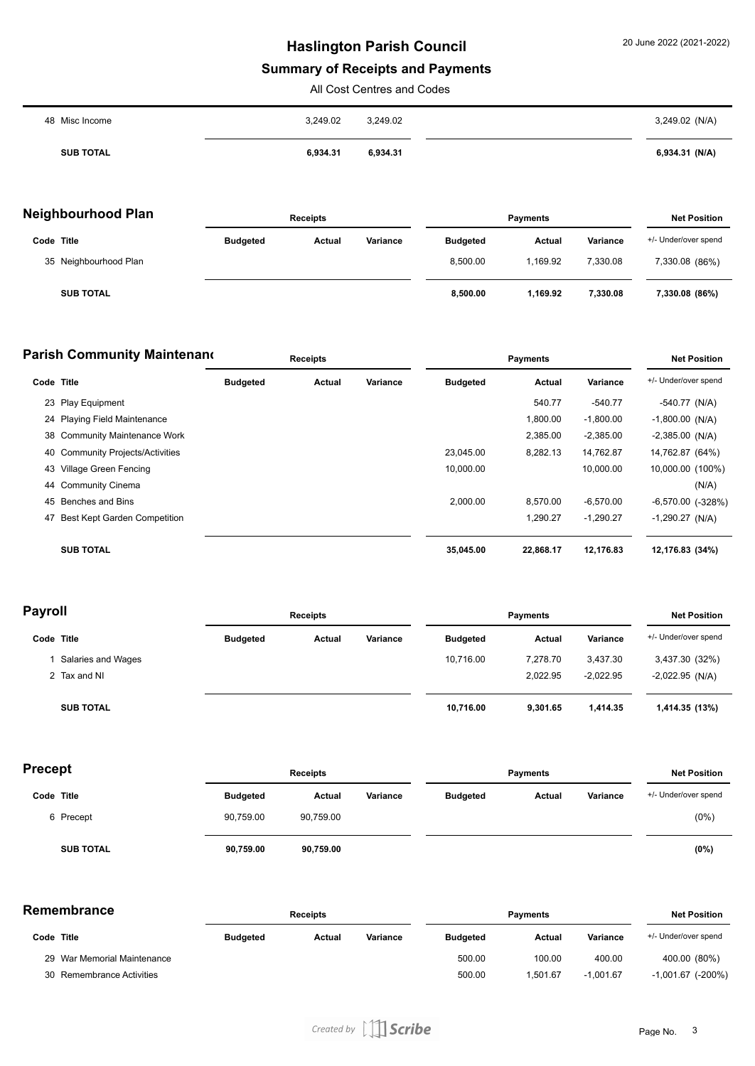# Haslington Parish Council

## Summary of Receipts and Payments

All Cost Centres and Codes

| Code | Title | Receipts Budgeted | Receipts Actual | Receipts Variance | Payments Budgeted | Payments Actual | Payments Variance | Net Position +/- Under/over spend |
|---|---|---|---|---|---|---|---|---|
| 48 | Misc Income | | 3,249.02 | 3,249.02 | | | | 3,249.02 (N/A) |
| | **SUB TOTAL** | | **6,934.31** | **6,934.31** | | | | **6,934.31 (N/A)** |

## Neighbourhood Plan

| | | Receipts | | | Payments | | | Net Position |
|---|---|---|---|---|---|---|---|---|
| Code | Title | Budgeted | Actual | Variance | Budgeted | Actual | Variance | +/- Under/over spend |
| 35 | Neighbourhood Plan | | | | 8,500.00 | 1,169.92 | 7,330.08 | 7,330.08 (86%) |
| | **SUB TOTAL** | | | | **8,500.00** | **1,169.92** | **7,330.08** | **7,330.08 (86%)** |

## Parish Community Maintenanc

| | | Receipts | | | Payments | | | Net Position |
|---|---|---|---|---|---|---|---|---|
| Code | Title | Budgeted | Actual | Variance | Budgeted | Actual | Variance | +/- Under/over spend |
| 23 | Play Equipment | | | | | 540.77 | -540.77 | -540.77 (N/A) |
| 24 | Playing Field Maintenance | | | | | 1,800.00 | -1,800.00 | -1,800.00 (N/A) |
| 38 | Community Maintenance Work | | | | | 2,385.00 | -2,385.00 | -2,385.00 (N/A) |
| 40 | Community Projects/Activities | | | | 23,045.00 | 8,282.13 | 14,762.87 | 14,762.87 (64%) |
| 43 | Village Green Fencing | | | | 10,000.00 | | 10,000.00 | 10,000.00 (100%) |
| 44 | Community Cinema | | | | | | | (N/A) |
| 45 | Benches and Bins | | | | 2,000.00 | 8,570.00 | -6,570.00 | -6,570.00 (-328%) |
| 47 | Best Kept Garden Competition | | | | | 1,290.27 | -1,290.27 | -1,290.27 (N/A) |
| | **SUB TOTAL** | | | | **35,045.00** | **22,868.17** | **12,176.83** | **12,176.83 (34%)** |

## Payroll

| | | Receipts | | | Payments | | | Net Position |
|---|---|---|---|---|---|---|---|---|
| Code | Title | Budgeted | Actual | Variance | Budgeted | Actual | Variance | +/- Under/over spend |
| 1 | Salaries and Wages | | | | 10,716.00 | 7,278.70 | 3,437.30 | 3,437.30 (32%) |
| 2 | Tax and NI | | | | | 2,022.95 | -2,022.95 | -2,022.95 (N/A) |
| | **SUB TOTAL** | | | | **10,716.00** | **9,301.65** | **1,414.35** | **1,414.35 (13%)** |

## Precept

| | | Receipts | | | Payments | | | Net Position |
|---|---|---|---|---|---|---|---|---|
| Code | Title | Budgeted | Actual | Variance | Budgeted | Actual | Variance | +/- Under/over spend |
| 6 | Precept | 90,759.00 | 90,759.00 | | | | | (0%) |
| | **SUB TOTAL** | **90,759.00** | **90,759.00** | | | | | **(0%)** |

## Remembrance

| | | Receipts | | | Payments | | | Net Position |
|---|---|---|---|---|---|---|---|---|
| Code | Title | Budgeted | Actual | Variance | Budgeted | Actual | Variance | +/- Under/over spend |
| 29 | War Memorial Maintenance | | | | 500.00 | 100.00 | 400.00 | 400.00 (80%) |
| 30 | Remembrance Activities | | | | 500.00 | 1,501.67 | -1,001.67 | -1,001.67 (-200%) |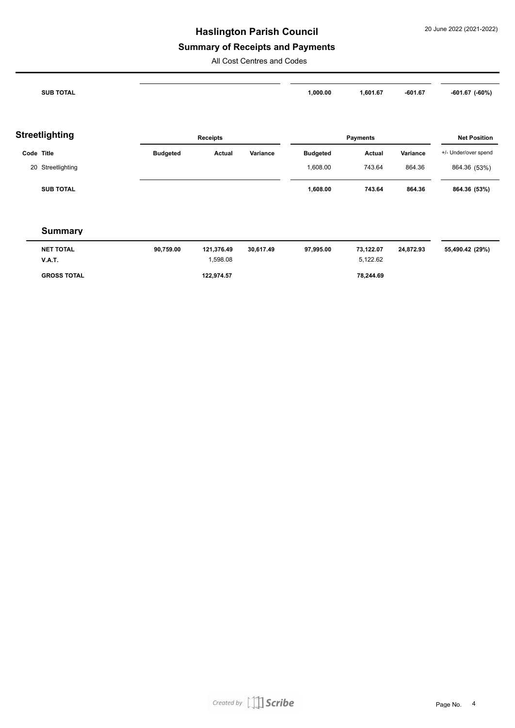| | | | | | | | |
|---|---|---|---|---|---|---|---|
| **SUB TOTAL** | | | | **1,000.00** | **1,601.67** | **-601.67** | **-601.67 (-60%)** |

## Streetlighting

| Code Title | Receipts | | | Payments | | | Net Position |
|---|---|---|---|---|---|---|---|
| | Budgeted | Actual | Variance | Budgeted | Actual | Variance | +/- Under/over spend |
| 20 Streetlighting | | | | 1,608.00 | 743.64 | 864.36 | 864.36 (53%) |
| **SUB TOTAL** | | | | **1,608.00** | **743.64** | **864.36** | **864.36 (53%)** |

## Summary

| | | | | | | | |
|---|---|---|---|---|---|---|---|
| **NET TOTAL** | **90,759.00** | **121,376.49** | **30,617.49** | **97,995.00** | **73,122.07** | **24,872.93** | **55,490.42 (29%)** |
| **V.A.T.** | | 1,598.08 | | | 5,122.62 | | |
| **GROSS TOTAL** | | **122,974.57** | | | **78,244.69** | | |

*Created by* Scribe